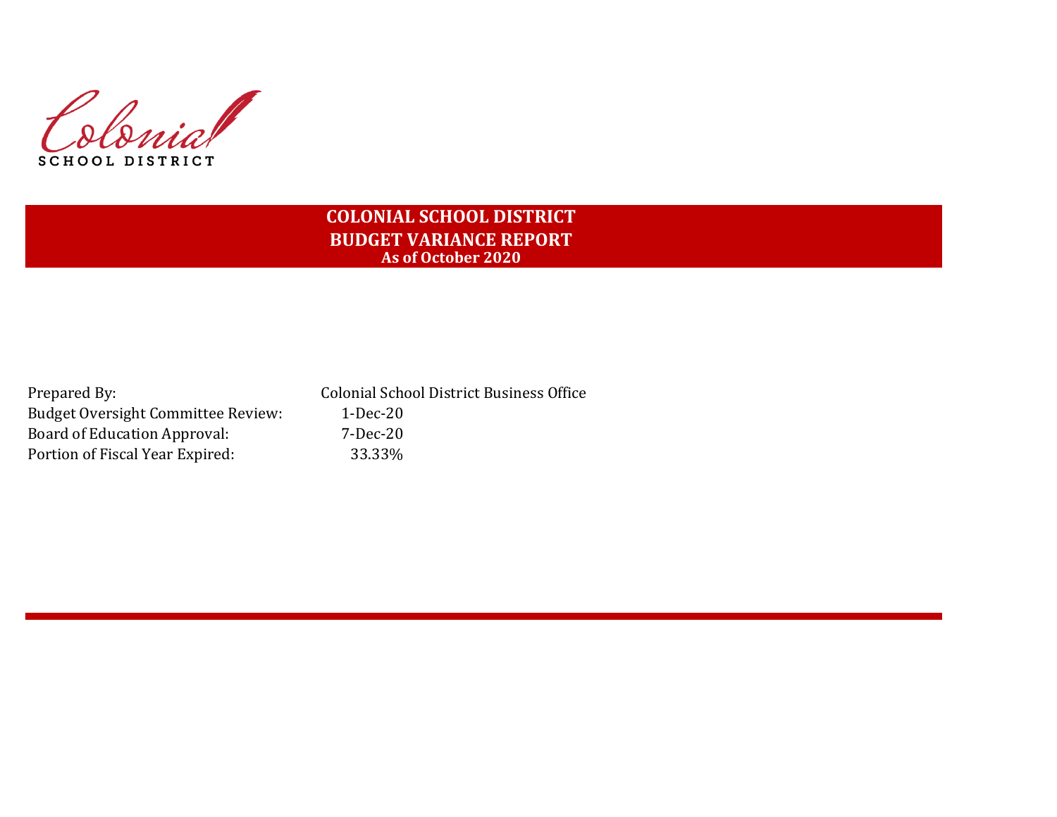Colonial

SCHOOL DISTRICT

# COLONIAL SCHOOL DISTRICT
## BUDGET VARIANCE REPORT
### As of October 2020

| | |
|---|---|
| Prepared By: | Colonial School District Business Office |
| Budget Oversight Committee Review: | 1-Dec-20 |
| Board of Education Approval: | 7-Dec-20 |
| Portion of Fiscal Year Expired: | 33.33% |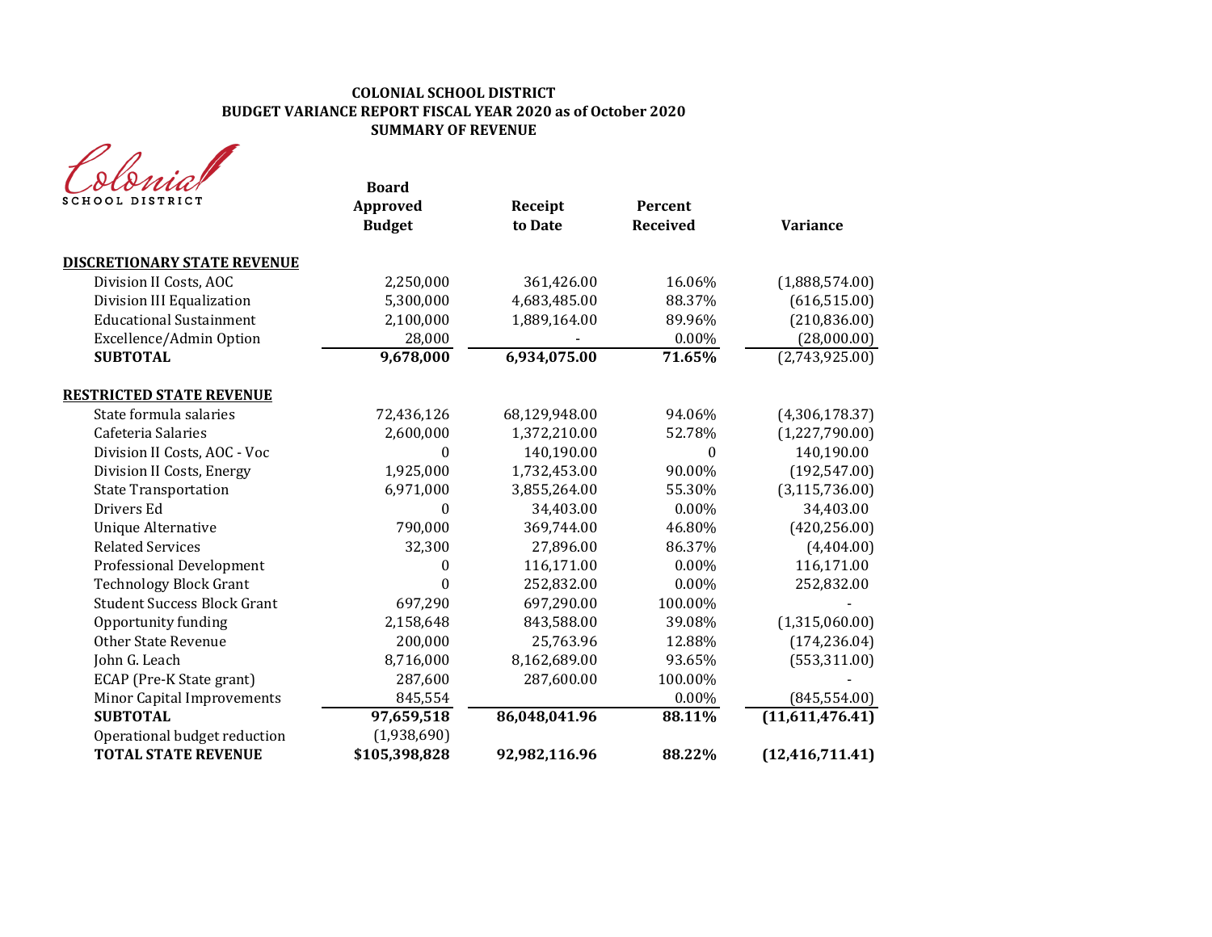# COLONIAL SCHOOL DISTRICT
## BUDGET VARIANCE REPORT FISCAL YEAR 2020 as of October 2020
### SUMMARY OF REVENUE

Colonial SCHOOL DISTRICT

| | Board Approved Budget | Receipt to Date | Percent Received | Variance |
|---|---|---|---|---|
| **DISCRETIONARY STATE REVENUE** | | | | |
| Division II Costs, AOC | 2,250,000 | 361,426.00 | 16.06% | (1,888,574.00) |
| Division III Equalization | 5,300,000 | 4,683,485.00 | 88.37% | (616,515.00) |
| Educational Sustainment | 2,100,000 | 1,889,164.00 | 89.96% | (210,836.00) |
| Excellence/Admin Option | 28,000 | - | 0.00% | (28,000.00) |
| **SUBTOTAL** | **9,678,000** | **6,934,075.00** | **71.65%** | (2,743,925.00) |
| **RESTRICTED STATE REVENUE** | | | | |
| State formula salaries | 72,436,126 | 68,129,948.00 | 94.06% | (4,306,178.37) |
| Cafeteria Salaries | 2,600,000 | 1,372,210.00 | 52.78% | (1,227,790.00) |
| Division II Costs, AOC - Voc | 0 | 140,190.00 | 0 | 140,190.00 |
| Division II Costs, Energy | 1,925,000 | 1,732,453.00 | 90.00% | (192,547.00) |
| State Transportation | 6,971,000 | 3,855,264.00 | 55.30% | (3,115,736.00) |
| Drivers Ed | 0 | 34,403.00 | 0.00% | 34,403.00 |
| Unique Alternative | 790,000 | 369,744.00 | 46.80% | (420,256.00) |
| Related Services | 32,300 | 27,896.00 | 86.37% | (4,404.00) |
| Professional Development | 0 | 116,171.00 | 0.00% | 116,171.00 |
| Technology Block Grant | 0 | 252,832.00 | 0.00% | 252,832.00 |
| Student Success Block Grant | 697,290 | 697,290.00 | 100.00% | - |
| Opportunity funding | 2,158,648 | 843,588.00 | 39.08% | (1,315,060.00) |
| Other State Revenue | 200,000 | 25,763.96 | 12.88% | (174,236.04) |
| John G. Leach | 8,716,000 | 8,162,689.00 | 93.65% | (553,311.00) |
| ECAP (Pre-K State grant) | 287,600 | 287,600.00 | 100.00% | - |
| Minor Capital Improvements | 845,554 | | 0.00% | (845,554.00) |
| **SUBTOTAL** | **97,659,518** | **86,048,041.96** | **88.11%** | **(11,611,476.41)** |
| Operational budget reduction | (1,938,690) | | | |
| **TOTAL STATE REVENUE** | **$105,398,828** | **92,982,116.96** | **88.22%** | **(12,416,711.41)** |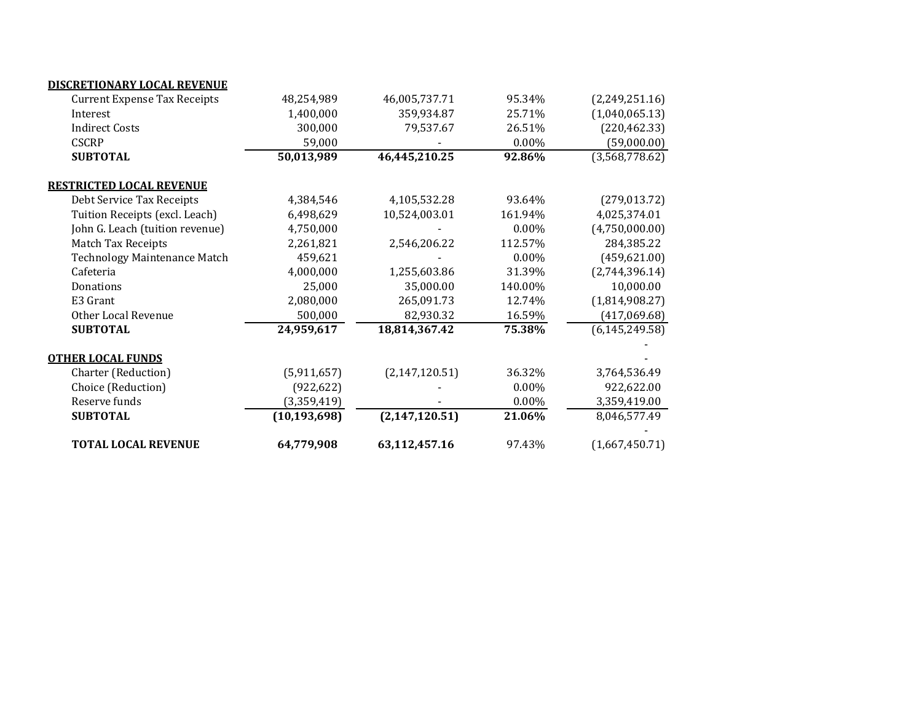| | | | | |
|---|---|---|---|---|
| **DISCRETIONARY LOCAL REVENUE** | | | | |
| Current Expense Tax Receipts | 48,254,989 | 46,005,737.71 | 95.34% | (2,249,251.16) |
| Interest | 1,400,000 | 359,934.87 | 25.71% | (1,040,065.13) |
| Indirect Costs | 300,000 | 79,537.67 | 26.51% | (220,462.33) |
| CSCRP | 59,000 | - | 0.00% | (59,000.00) |
| **SUBTOTAL** | **50,013,989** | **46,445,210.25** | **92.86%** | (3,568,778.62) |
| | | | | |
| **RESTRICTED LOCAL REVENUE** | | | | |
| Debt Service Tax Receipts | 4,384,546 | 4,105,532.28 | 93.64% | (279,013.72) |
| Tuition Receipts (excl. Leach) | 6,498,629 | 10,524,003.01 | 161.94% | 4,025,374.01 |
| John G. Leach (tuition revenue) | 4,750,000 | - | 0.00% | (4,750,000.00) |
| Match Tax Receipts | 2,261,821 | 2,546,206.22 | 112.57% | 284,385.22 |
| Technology Maintenance Match | 459,621 | - | 0.00% | (459,621.00) |
| Cafeteria | 4,000,000 | 1,255,603.86 | 31.39% | (2,744,396.14) |
| Donations | 25,000 | 35,000.00 | 140.00% | 10,000.00 |
| E3 Grant | 2,080,000 | 265,091.73 | 12.74% | (1,814,908.27) |
| Other Local Revenue | 500,000 | 82,930.32 | 16.59% | (417,069.68) |
| **SUBTOTAL** | **24,959,617** | **18,814,367.42** | **75.38%** | (6,145,249.58) |
| | | | | - |
| **OTHER LOCAL FUNDS** | | | | - |
| Charter (Reduction) | (5,911,657) | (2,147,120.51) | 36.32% | 3,764,536.49 |
| Choice (Reduction) | (922,622) | - | 0.00% | 922,622.00 |
| Reserve funds | (3,359,419) | - | 0.00% | 3,359,419.00 |
| **SUBTOTAL** | **(10,193,698)** | **(2,147,120.51)** | **21.06%** | 8,046,577.49 |
| | | | | - |
| **TOTAL LOCAL REVENUE** | **64,779,908** | **63,112,457.16** | 97.43% | (1,667,450.71) |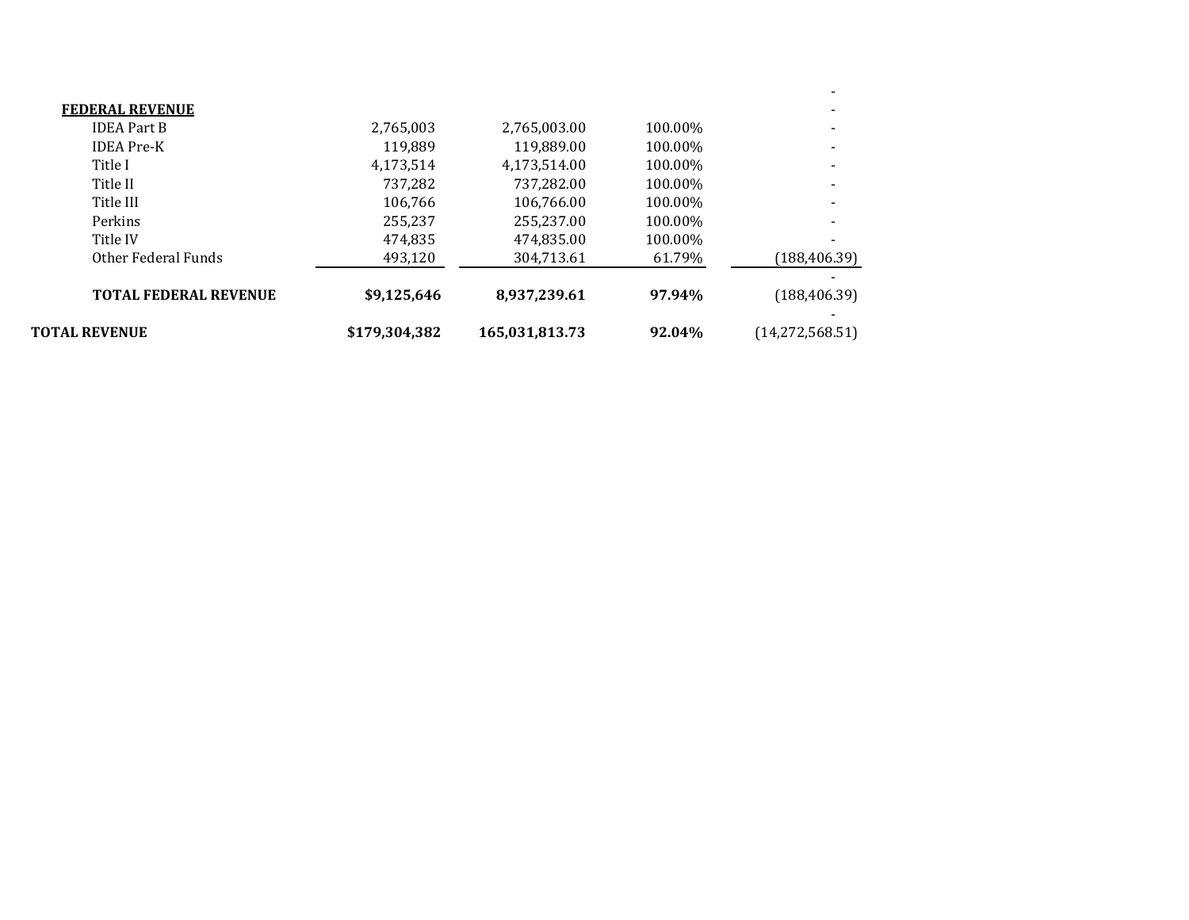| | | | | |
|---|---|---|---|---|
| | | | | - |
| **FEDERAL REVENUE** | | | | - |
| IDEA Part B | 2,765,003 | 2,765,003.00 | 100.00% | - |
| IDEA Pre-K | 119,889 | 119,889.00 | 100.00% | - |
| Title I | 4,173,514 | 4,173,514.00 | 100.00% | - |
| Title II | 737,282 | 737,282.00 | 100.00% | - |
| Title III | 106,766 | 106,766.00 | 100.00% | - |
| Perkins | 255,237 | 255,237.00 | 100.00% | - |
| Title IV | 474,835 | 474,835.00 | 100.00% | - |
| Other Federal Funds | 493,120 | 304,713.61 | 61.79% | (188,406.39) |
| | | | | - |
| **TOTAL FEDERAL REVENUE** | **$9,125,646** | **8,937,239.61** | **97.94%** | (188,406.39) |
| | | | | - |
| **TOTAL REVENUE** | **$179,304,382** | **165,031,813.73** | **92.04%** | (14,272,568.51) |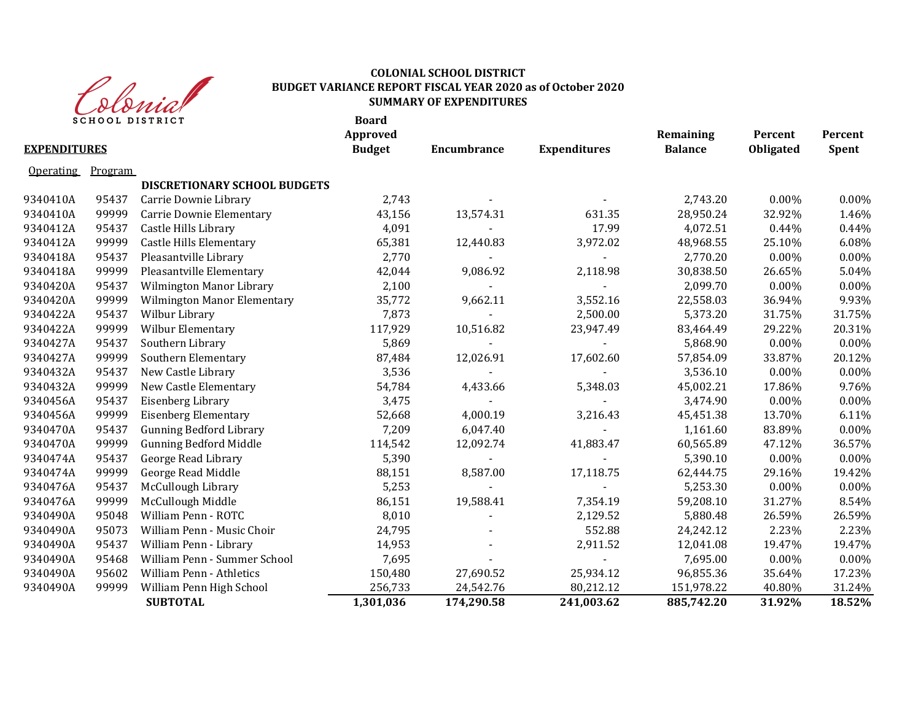# COLONIAL SCHOOL DISTRICT
## BUDGET VARIANCE REPORT FISCAL YEAR 2020 as of October 2020
## SUMMARY OF EXPENDITURES

**EXPENDITURES**

| Operating | Program | | Board Approved Budget | Encumbrance | Expenditures | Remaining Balance | Percent Obligated | Percent Spent |
|---|---|---|---|---|---|---|---|---|
| | | **DISCRETIONARY SCHOOL BUDGETS** | | | | | | |
| 9340410A | 95437 | Carrie Downie Library | 2,743 | - | - | 2,743.20 | 0.00% | 0.00% |
| 9340410A | 99999 | Carrie Downie Elementary | 43,156 | 13,574.31 | 631.35 | 28,950.24 | 32.92% | 1.46% |
| 9340412A | 95437 | Castle Hills Library | 4,091 | - | 17.99 | 4,072.51 | 0.44% | 0.44% |
| 9340412A | 99999 | Castle Hills Elementary | 65,381 | 12,440.83 | 3,972.02 | 48,968.55 | 25.10% | 6.08% |
| 9340418A | 95437 | Pleasantville Library | 2,770 | - | - | 2,770.20 | 0.00% | 0.00% |
| 9340418A | 99999 | Pleasantville Elementary | 42,044 | 9,086.92 | 2,118.98 | 30,838.50 | 26.65% | 5.04% |
| 9340420A | 95437 | Wilmington Manor Library | 2,100 | - | - | 2,099.70 | 0.00% | 0.00% |
| 9340420A | 99999 | Wilmington Manor Elementary | 35,772 | 9,662.11 | 3,552.16 | 22,558.03 | 36.94% | 9.93% |
| 9340422A | 95437 | Wilbur Library | 7,873 | - | 2,500.00 | 5,373.20 | 31.75% | 31.75% |
| 9340422A | 99999 | Wilbur Elementary | 117,929 | 10,516.82 | 23,947.49 | 83,464.49 | 29.22% | 20.31% |
| 9340427A | 95437 | Southern Library | 5,869 | - | - | 5,868.90 | 0.00% | 0.00% |
| 9340427A | 99999 | Southern Elementary | 87,484 | 12,026.91 | 17,602.60 | 57,854.09 | 33.87% | 20.12% |
| 9340432A | 95437 | New Castle Library | 3,536 | - | - | 3,536.10 | 0.00% | 0.00% |
| 9340432A | 99999 | New Castle Elementary | 54,784 | 4,433.66 | 5,348.03 | 45,002.21 | 17.86% | 9.76% |
| 9340456A | 95437 | Eisenberg Library | 3,475 | - | - | 3,474.90 | 0.00% | 0.00% |
| 9340456A | 99999 | Eisenberg Elementary | 52,668 | 4,000.19 | 3,216.43 | 45,451.38 | 13.70% | 6.11% |
| 9340470A | 95437 | Gunning Bedford Library | 7,209 | 6,047.40 | - | 1,161.60 | 83.89% | 0.00% |
| 9340470A | 99999 | Gunning Bedford Middle | 114,542 | 12,092.74 | 41,883.47 | 60,565.89 | 47.12% | 36.57% |
| 9340474A | 95437 | George Read Library | 5,390 | - | - | 5,390.10 | 0.00% | 0.00% |
| 9340474A | 99999 | George Read Middle | 88,151 | 8,587.00 | 17,118.75 | 62,444.75 | 29.16% | 19.42% |
| 9340476A | 95437 | McCullough Library | 5,253 | - | - | 5,253.30 | 0.00% | 0.00% |
| 9340476A | 99999 | McCullough Middle | 86,151 | 19,588.41 | 7,354.19 | 59,208.10 | 31.27% | 8.54% |
| 9340490A | 95048 | William Penn - ROTC | 8,010 | - | 2,129.52 | 5,880.48 | 26.59% | 26.59% |
| 9340490A | 95073 | William Penn - Music Choir | 24,795 | - | 552.88 | 24,242.12 | 2.23% | 2.23% |
| 9340490A | 95437 | William Penn - Library | 14,953 | - | 2,911.52 | 12,041.08 | 19.47% | 19.47% |
| 9340490A | 95468 | William Penn - Summer School | 7,695 | - | - | 7,695.00 | 0.00% | 0.00% |
| 9340490A | 95602 | William Penn - Athletics | 150,480 | 27,690.52 | 25,934.12 | 96,855.36 | 35.64% | 17.23% |
| 9340490A | 99999 | William Penn High School | 256,733 | 24,542.76 | 80,212.12 | 151,978.22 | 40.80% | 31.24% |
| | | **SUBTOTAL** | **1,301,036** | **174,290.58** | **241,003.62** | **885,742.20** | **31.92%** | **18.52%** |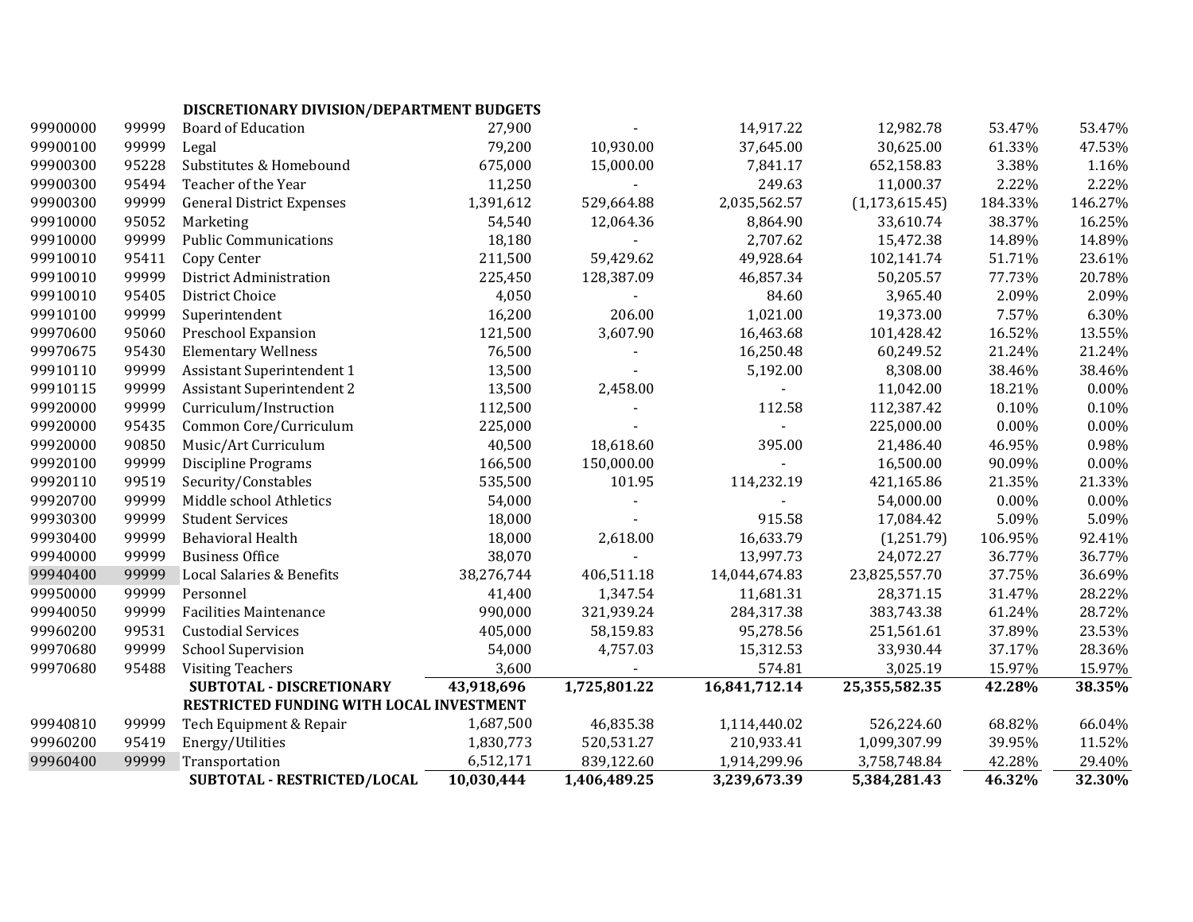| | | | | | | | | |
|---|---|---|---|---|---|---|---|---|
| | | **DISCRETIONARY DIVISION/DEPARTMENT BUDGETS** | | | | | | |
| 99900000 | 99999 | Board of Education | 27,900 | - | 14,917.22 | 12,982.78 | 53.47% | 53.47% |
| 99900100 | 99999 | Legal | 79,200 | 10,930.00 | 37,645.00 | 30,625.00 | 61.33% | 47.53% |
| 99900300 | 95228 | Substitutes & Homebound | 675,000 | 15,000.00 | 7,841.17 | 652,158.83 | 3.38% | 1.16% |
| 99900300 | 95494 | Teacher of the Year | 11,250 | - | 249.63 | 11,000.37 | 2.22% | 2.22% |
| 99900300 | 99999 | General District Expenses | 1,391,612 | 529,664.88 | 2,035,562.57 | (1,173,615.45) | 184.33% | 146.27% |
| 99910000 | 95052 | Marketing | 54,540 | 12,064.36 | 8,864.90 | 33,610.74 | 38.37% | 16.25% |
| 99910000 | 99999 | Public Communications | 18,180 | - | 2,707.62 | 15,472.38 | 14.89% | 14.89% |
| 99910010 | 95411 | Copy Center | 211,500 | 59,429.62 | 49,928.64 | 102,141.74 | 51.71% | 23.61% |
| 99910010 | 99999 | District Administration | 225,450 | 128,387.09 | 46,857.34 | 50,205.57 | 77.73% | 20.78% |
| 99910010 | 95405 | District Choice | 4,050 | - | 84.60 | 3,965.40 | 2.09% | 2.09% |
| 99910100 | 99999 | Superintendent | 16,200 | 206.00 | 1,021.00 | 19,373.00 | 7.57% | 6.30% |
| 99970600 | 95060 | Preschool Expansion | 121,500 | 3,607.90 | 16,463.68 | 101,428.42 | 16.52% | 13.55% |
| 99970675 | 95430 | Elementary Wellness | 76,500 | - | 16,250.48 | 60,249.52 | 21.24% | 21.24% |
| 99910110 | 99999 | Assistant Superintendent 1 | 13,500 | - | 5,192.00 | 8,308.00 | 38.46% | 38.46% |
| 99910115 | 99999 | Assistant Superintendent 2 | 13,500 | 2,458.00 | - | 11,042.00 | 18.21% | 0.00% |
| 99920000 | 99999 | Curriculum/Instruction | 112,500 | - | 112.58 | 112,387.42 | 0.10% | 0.10% |
| 99920000 | 95435 | Common Core/Curriculum | 225,000 | - | - | 225,000.00 | 0.00% | 0.00% |
| 99920000 | 90850 | Music/Art Curriculum | 40,500 | 18,618.60 | 395.00 | 21,486.40 | 46.95% | 0.98% |
| 99920100 | 99999 | Discipline Programs | 166,500 | 150,000.00 | - | 16,500.00 | 90.09% | 0.00% |
| 99920110 | 99519 | Security/Constables | 535,500 | 101.95 | 114,232.19 | 421,165.86 | 21.35% | 21.33% |
| 99920700 | 99999 | Middle school Athletics | 54,000 | - | - | 54,000.00 | 0.00% | 0.00% |
| 99930300 | 99999 | Student Services | 18,000 | - | 915.58 | 17,084.42 | 5.09% | 5.09% |
| 99930400 | 99999 | Behavioral Health | 18,000 | 2,618.00 | 16,633.79 | (1,251.79) | 106.95% | 92.41% |
| 99940000 | 99999 | Business Office | 38,070 | - | 13,997.73 | 24,072.27 | 36.77% | 36.77% |
| 99940400 | 99999 | Local Salaries & Benefits | 38,276,744 | 406,511.18 | 14,044,674.83 | 23,825,557.70 | 37.75% | 36.69% |
| 99950000 | 99999 | Personnel | 41,400 | 1,347.54 | 11,681.31 | 28,371.15 | 31.47% | 28.22% |
| 99940050 | 99999 | Facilities Maintenance | 990,000 | 321,939.24 | 284,317.38 | 383,743.38 | 61.24% | 28.72% |
| 99960200 | 99531 | Custodial Services | 405,000 | 58,159.83 | 95,278.56 | 251,561.61 | 37.89% | 23.53% |
| 99970680 | 99999 | School Supervision | 54,000 | 4,757.03 | 15,312.53 | 33,930.44 | 37.17% | 28.36% |
| 99970680 | 95488 | Visiting Teachers | 3,600 | - | 574.81 | 3,025.19 | 15.97% | 15.97% |
| | | **SUBTOTAL - DISCRETIONARY** | **43,918,696** | **1,725,801.22** | **16,841,712.14** | **25,355,582.35** | **42.28%** | **38.35%** |
| | | **RESTRICTED FUNDING WITH LOCAL INVESTMENT** | | | | | | |
| 99940810 | 99999 | Tech Equipment & Repair | 1,687,500 | 46,835.38 | 1,114,440.02 | 526,224.60 | 68.82% | 66.04% |
| 99960200 | 95419 | Energy/Utilities | 1,830,773 | 520,531.27 | 210,933.41 | 1,099,307.99 | 39.95% | 11.52% |
| 99960400 | 99999 | Transportation | 6,512,171 | 839,122.60 | 1,914,299.96 | 3,758,748.84 | 42.28% | 29.40% |
| | | **SUBTOTAL - RESTRICTED/LOCAL** | **10,030,444** | **1,406,489.25** | **3,239,673.39** | **5,384,281.43** | **46.32%** | **32.30%** |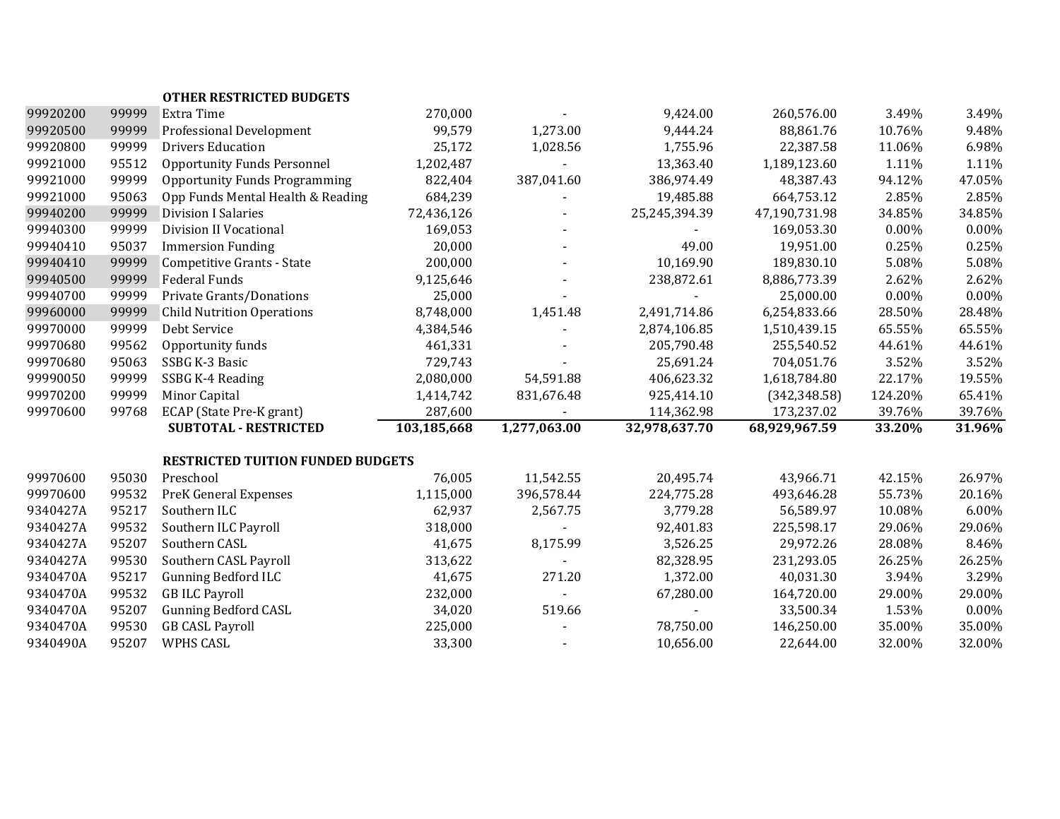| | | | | | | | | |
|---|---|---|---|---|---|---|---|---|
| | | **OTHER RESTRICTED BUDGETS** | | | | | | |
| 99920200 | 99999 | Extra Time | 270,000 | - | 9,424.00 | 260,576.00 | 3.49% | 3.49% |
| 99920500 | 99999 | Professional Development | 99,579 | 1,273.00 | 9,444.24 | 88,861.76 | 10.76% | 9.48% |
| 99920800 | 99999 | Drivers Education | 25,172 | 1,028.56 | 1,755.96 | 22,387.58 | 11.06% | 6.98% |
| 99921000 | 95512 | Opportunity Funds Personnel | 1,202,487 | - | 13,363.40 | 1,189,123.60 | 1.11% | 1.11% |
| 99921000 | 99999 | Opportunity Funds Programming | 822,404 | 387,041.60 | 386,974.49 | 48,387.43 | 94.12% | 47.05% |
| 99921000 | 95063 | Opp Funds Mental Health & Reading | 684,239 | - | 19,485.88 | 664,753.12 | 2.85% | 2.85% |
| 99940200 | 99999 | Division I Salaries | 72,436,126 | - | 25,245,394.39 | 47,190,731.98 | 34.85% | 34.85% |
| 99940300 | 99999 | Division II Vocational | 169,053 | - | - | 169,053.30 | 0.00% | 0.00% |
| 99940410 | 95037 | Immersion Funding | 20,000 | - | 49.00 | 19,951.00 | 0.25% | 0.25% |
| 99940410 | 99999 | Competitive Grants - State | 200,000 | - | 10,169.90 | 189,830.10 | 5.08% | 5.08% |
| 99940500 | 99999 | Federal Funds | 9,125,646 | - | 238,872.61 | 8,886,773.39 | 2.62% | 2.62% |
| 99940700 | 99999 | Private Grants/Donations | 25,000 | - | - | 25,000.00 | 0.00% | 0.00% |
| 99960000 | 99999 | Child Nutrition Operations | 8,748,000 | 1,451.48 | 2,491,714.86 | 6,254,833.66 | 28.50% | 28.48% |
| 99970000 | 99999 | Debt Service | 4,384,546 | - | 2,874,106.85 | 1,510,439.15 | 65.55% | 65.55% |
| 99970680 | 99562 | Opportunity funds | 461,331 | - | 205,790.48 | 255,540.52 | 44.61% | 44.61% |
| 99970680 | 95063 | SSBG K-3 Basic | 729,743 | - | 25,691.24 | 704,051.76 | 3.52% | 3.52% |
| 99990050 | 99999 | SSBG K-4 Reading | 2,080,000 | 54,591.88 | 406,623.32 | 1,618,784.80 | 22.17% | 19.55% |
| 99970200 | 99999 | Minor Capital | 1,414,742 | 831,676.48 | 925,414.10 | (342,348.58) | 124.20% | 65.41% |
| 99970600 | 99768 | ECAP (State Pre-K grant) | 287,600 | - | 114,362.98 | 173,237.02 | 39.76% | 39.76% |
| | | **SUBTOTAL - RESTRICTED** | **103,185,668** | **1,277,063.00** | **32,978,637.70** | **68,929,967.59** | **33.20%** | **31.96%** |
| | | **RESTRICTED TUITION FUNDED BUDGETS** | | | | | | |
| 99970600 | 95030 | Preschool | 76,005 | 11,542.55 | 20,495.74 | 43,966.71 | 42.15% | 26.97% |
| 99970600 | 99532 | PreK General Expenses | 1,115,000 | 396,578.44 | 224,775.28 | 493,646.28 | 55.73% | 20.16% |
| 9340427A | 95217 | Southern ILC | 62,937 | 2,567.75 | 3,779.28 | 56,589.97 | 10.08% | 6.00% |
| 9340427A | 99532 | Southern ILC Payroll | 318,000 | - | 92,401.83 | 225,598.17 | 29.06% | 29.06% |
| 9340427A | 95207 | Southern CASL | 41,675 | 8,175.99 | 3,526.25 | 29,972.26 | 28.08% | 8.46% |
| 9340427A | 99530 | Southern CASL Payroll | 313,622 | - | 82,328.95 | 231,293.05 | 26.25% | 26.25% |
| 9340470A | 95217 | Gunning Bedford ILC | 41,675 | 271.20 | 1,372.00 | 40,031.30 | 3.94% | 3.29% |
| 9340470A | 99532 | GB ILC Payroll | 232,000 | - | 67,280.00 | 164,720.00 | 29.00% | 29.00% |
| 9340470A | 95207 | Gunning Bedford CASL | 34,020 | 519.66 | - | 33,500.34 | 1.53% | 0.00% |
| 9340470A | 99530 | GB CASL Payroll | 225,000 | - | 78,750.00 | 146,250.00 | 35.00% | 35.00% |
| 9340490A | 95207 | WPHS CASL | 33,300 | - | 10,656.00 | 22,644.00 | 32.00% | 32.00% |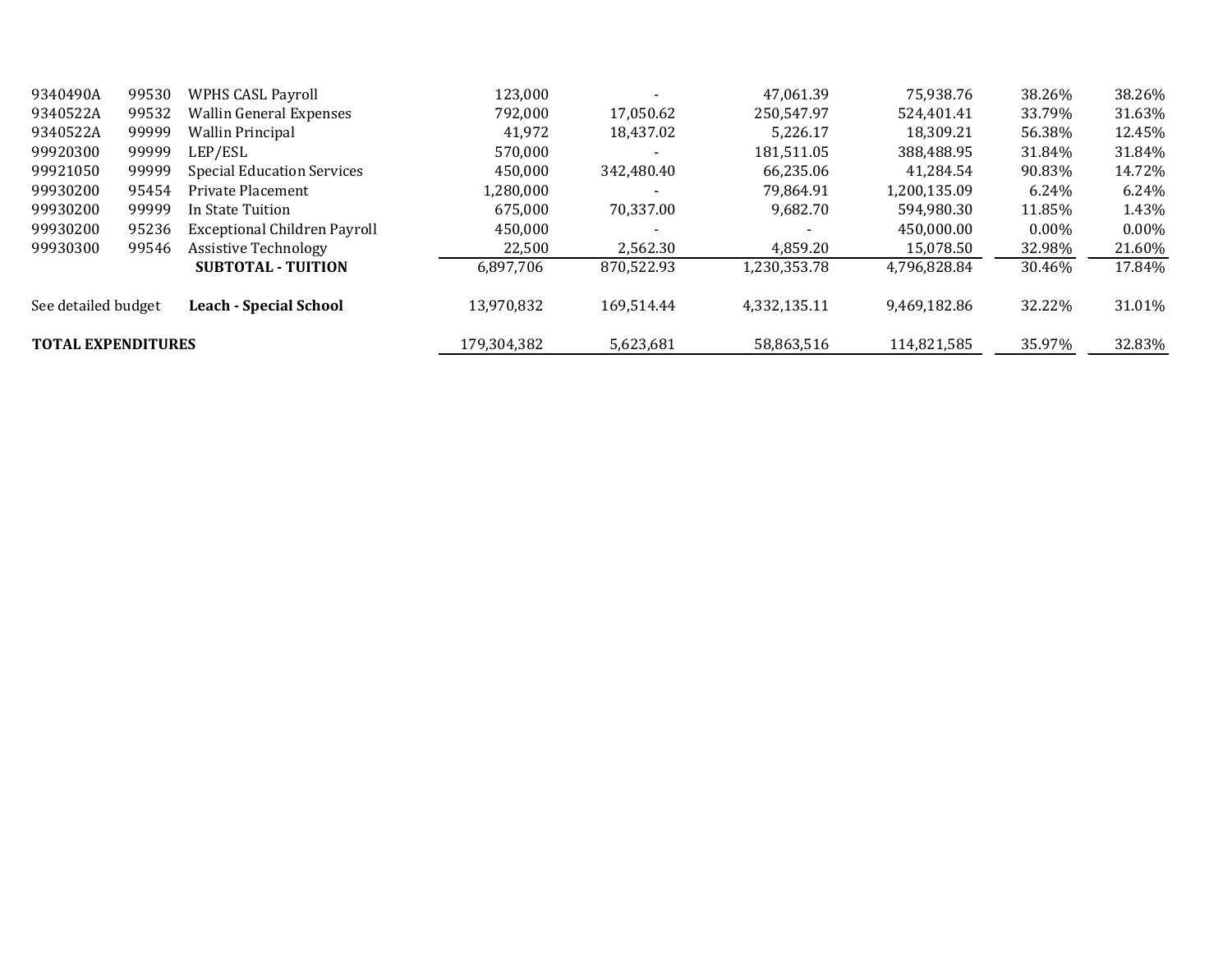| | | | | | | | | |
|---|---|---|---|---|---|---|---|---|
| 9340490A | 99530 | WPHS CASL Payroll | 123,000 | - | 47,061.39 | 75,938.76 | 38.26% | 38.26% |
| 9340522A | 99532 | Wallin General Expenses | 792,000 | 17,050.62 | 250,547.97 | 524,401.41 | 33.79% | 31.63% |
| 9340522A | 99999 | Wallin Principal | 41,972 | 18,437.02 | 5,226.17 | 18,309.21 | 56.38% | 12.45% |
| 99920300 | 99999 | LEP/ESL | 570,000 | - | 181,511.05 | 388,488.95 | 31.84% | 31.84% |
| 99921050 | 99999 | Special Education Services | 450,000 | 342,480.40 | 66,235.06 | 41,284.54 | 90.83% | 14.72% |
| 99930200 | 95454 | Private Placement | 1,280,000 | - | 79,864.91 | 1,200,135.09 | 6.24% | 6.24% |
| 99930200 | 99999 | In State Tuition | 675,000 | 70,337.00 | 9,682.70 | 594,980.30 | 11.85% | 1.43% |
| 99930200 | 95236 | Exceptional Children Payroll | 450,000 | - | - | 450,000.00 | 0.00% | 0.00% |
| 99930300 | 99546 | Assistive Technology | 22,500 | 2,562.30 | 4,859.20 | 15,078.50 | 32.98% | 21.60% |
| | | **SUBTOTAL - TUITION** | 6,897,706 | 870,522.93 | 1,230,353.78 | 4,796,828.84 | 30.46% | 17.84% |
| See detailed budget | | **Leach - Special School** | 13,970,832 | 169,514.44 | 4,332,135.11 | 9,469,182.86 | 32.22% | 31.01% |
| **TOTAL EXPENDITURES** | | | 179,304,382 | 5,623,681 | 58,863,516 | 114,821,585 | 35.97% | 32.83% |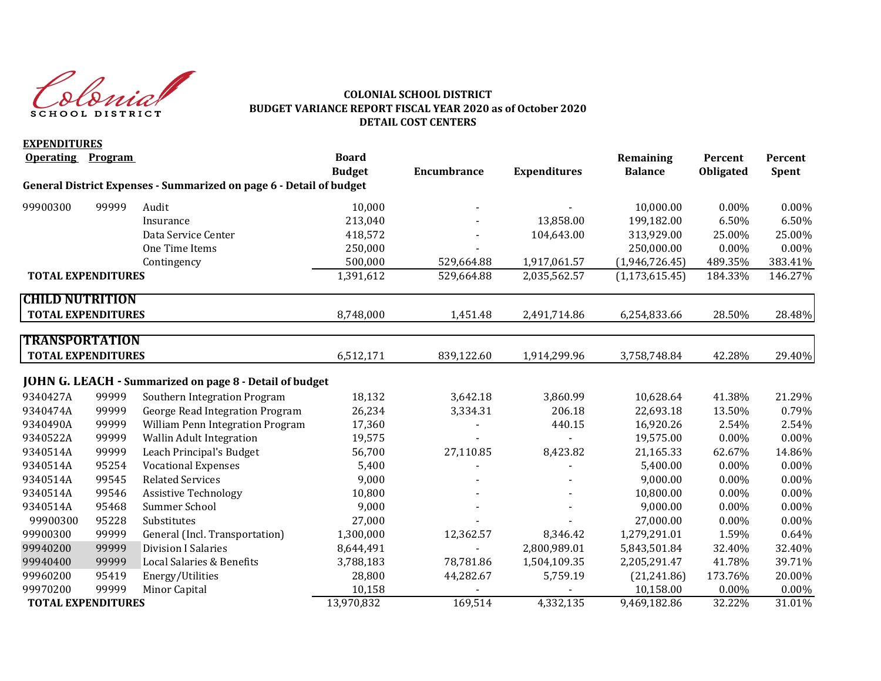**COLONIAL SCHOOL DISTRICT**
**BUDGET VARIANCE REPORT FISCAL YEAR 2020 as of October 2020**
**DETAIL COST CENTERS**

**EXPENDITURES**

| Operating | Program | | Board Budget | Encumbrance | Expenditures | Remaining Balance | Percent Obligated | Percent Spent |
|---|---|---|---|---|---|---|---|---|
| **General District Expenses - Summarized on page 6 - Detail of budget** | | | | | | | | |
| 99900300 | 99999 | Audit | 10,000 | - | - | 10,000.00 | 0.00% | 0.00% |
| | | Insurance | 213,040 | - | 13,858.00 | 199,182.00 | 6.50% | 6.50% |
| | | Data Service Center | 418,572 | - | 104,643.00 | 313,929.00 | 25.00% | 25.00% |
| | | One Time Items | 250,000 | - | | 250,000.00 | 0.00% | 0.00% |
| | | Contingency | 500,000 | 529,664.88 | 1,917,061.57 | (1,946,726.45) | 489.35% | 383.41% |
| **TOTAL EXPENDITURES** | | | 1,391,612 | 529,664.88 | 2,035,562.57 | (1,173,615.45) | 184.33% | 146.27% |
| **CHILD NUTRITION** | | | | | | | | |
| **TOTAL EXPENDITURES** | | | 8,748,000 | 1,451.48 | 2,491,714.86 | 6,254,833.66 | 28.50% | 28.48% |
| **TRANSPORTATION** | | | | | | | | |
| **TOTAL EXPENDITURES** | | | 6,512,171 | 839,122.60 | 1,914,299.96 | 3,758,748.84 | 42.28% | 29.40% |
| **JOHN G. LEACH - Summarized on page 8 - Detail of budget** | | | | | | | | |
| 9340427A | 99999 | Southern Integration Program | 18,132 | 3,642.18 | 3,860.99 | 10,628.64 | 41.38% | 21.29% |
| 9340474A | 99999 | George Read Integration Program | 26,234 | 3,334.31 | 206.18 | 22,693.18 | 13.50% | 0.79% |
| 9340490A | 99999 | William Penn Integration Program | 17,360 | - | 440.15 | 16,920.26 | 2.54% | 2.54% |
| 9340522A | 99999 | Wallin Adult Integration | 19,575 | - | - | 19,575.00 | 0.00% | 0.00% |
| 9340514A | 99999 | Leach Principal's Budget | 56,700 | 27,110.85 | 8,423.82 | 21,165.33 | 62.67% | 14.86% |
| 9340514A | 95254 | Vocational Expenses | 5,400 | - | - | 5,400.00 | 0.00% | 0.00% |
| 9340514A | 99545 | Related Services | 9,000 | - | - | 9,000.00 | 0.00% | 0.00% |
| 9340514A | 99546 | Assistive Technology | 10,800 | - | - | 10,800.00 | 0.00% | 0.00% |
| 9340514A | 95468 | Summer School | 9,000 | - | - | 9,000.00 | 0.00% | 0.00% |
| 99900300 | 95228 | Substitutes | 27,000 | - | - | 27,000.00 | 0.00% | 0.00% |
| 99900300 | 99999 | General (Incl. Transportation) | 1,300,000 | 12,362.57 | 8,346.42 | 1,279,291.01 | 1.59% | 0.64% |
| 99940200 | 99999 | Division I Salaries | 8,644,491 | - | 2,800,989.01 | 5,843,501.84 | 32.40% | 32.40% |
| 99940400 | 99999 | Local Salaries & Benefits | 3,788,183 | 78,781.86 | 1,504,109.35 | 2,205,291.47 | 41.78% | 39.71% |
| 99960200 | 95419 | Energy/Utilities | 28,800 | 44,282.67 | 5,759.19 | (21,241.86) | 173.76% | 20.00% |
| 99970200 | 99999 | Minor Capital | 10,158 | - | - | 10,158.00 | 0.00% | 0.00% |
| **TOTAL EXPENDITURES** | | | 13,970,832 | 169,514 | 4,332,135 | 9,469,182.86 | 32.22% | 31.01% |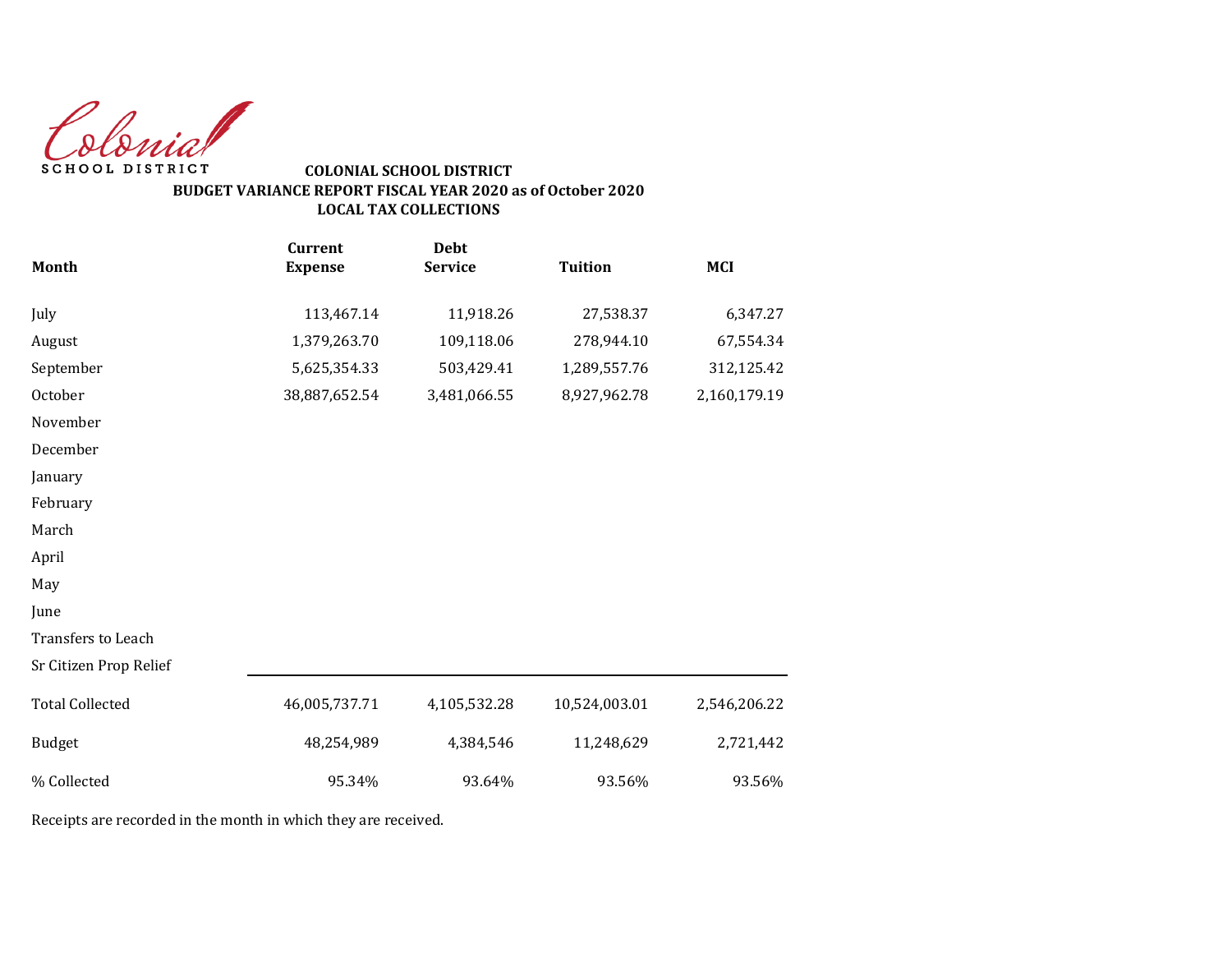Colonial SCHOOL DISTRICT

**COLONIAL SCHOOL DISTRICT**
**BUDGET VARIANCE REPORT FISCAL YEAR 2020 as of October 2020**
**LOCAL TAX COLLECTIONS**

| Month | Current Expense | Debt Service | Tuition | MCI |
|---|---|---|---|---|
| July | 113,467.14 | 11,918.26 | 27,538.37 | 6,347.27 |
| August | 1,379,263.70 | 109,118.06 | 278,944.10 | 67,554.34 |
| September | 5,625,354.33 | 503,429.41 | 1,289,557.76 | 312,125.42 |
| October | 38,887,652.54 | 3,481,066.55 | 8,927,962.78 | 2,160,179.19 |
| November | | | | |
| December | | | | |
| January | | | | |
| February | | | | |
| March | | | | |
| April | | | | |
| May | | | | |
| June | | | | |
| Transfers to Leach | | | | |
| Sr Citizen Prop Relief | | | | |
| Total Collected | 46,005,737.71 | 4,105,532.28 | 10,524,003.01 | 2,546,206.22 |
| Budget | 48,254,989 | 4,384,546 | 11,248,629 | 2,721,442 |
| % Collected | 95.34% | 93.64% | 93.56% | 93.56% |

Receipts are recorded in the month in which they are received.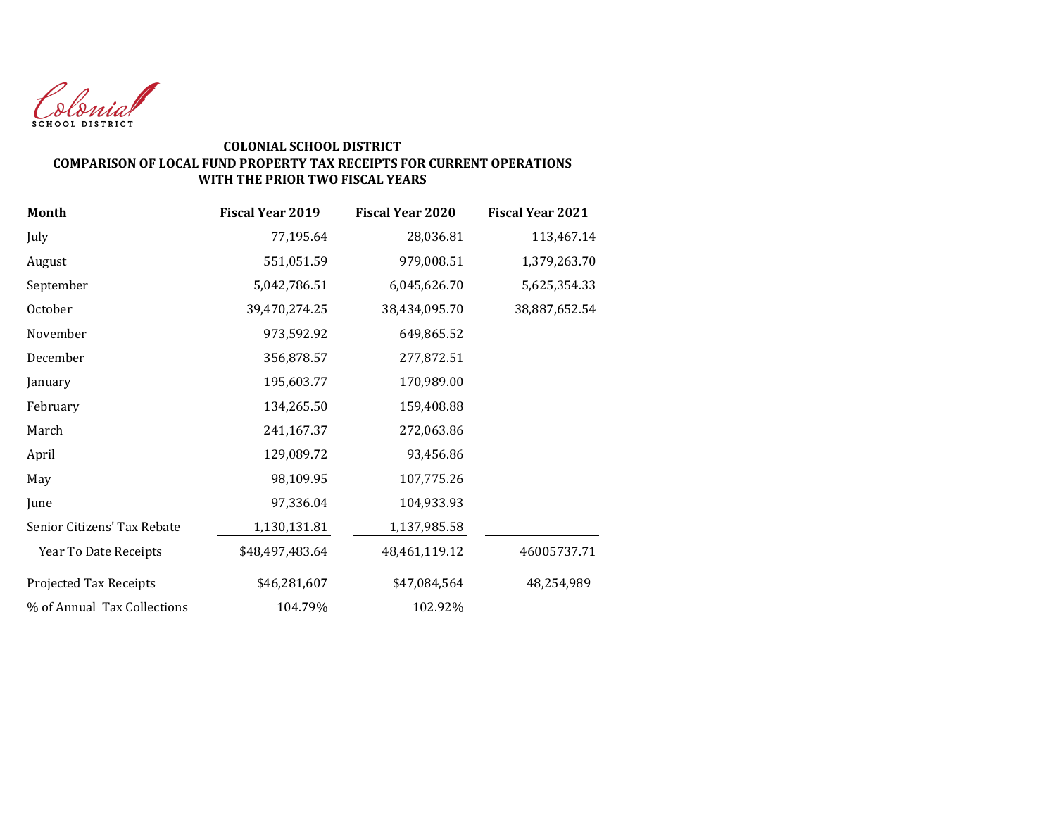Colonial
SCHOOL DISTRICT

**COLONIAL SCHOOL DISTRICT**
**COMPARISON OF LOCAL FUND PROPERTY TAX RECEIPTS FOR CURRENT OPERATIONS**
**WITH THE PRIOR TWO FISCAL YEARS**

| Month | Fiscal Year 2019 | Fiscal Year 2020 | Fiscal Year 2021 |
|---|---|---|---|
| July | 77,195.64 | 28,036.81 | 113,467.14 |
| August | 551,051.59 | 979,008.51 | 1,379,263.70 |
| September | 5,042,786.51 | 6,045,626.70 | 5,625,354.33 |
| October | 39,470,274.25 | 38,434,095.70 | 38,887,652.54 |
| November | 973,592.92 | 649,865.52 | |
| December | 356,878.57 | 277,872.51 | |
| January | 195,603.77 | 170,989.00 | |
| February | 134,265.50 | 159,408.88 | |
| March | 241,167.37 | 272,063.86 | |
| April | 129,089.72 | 93,456.86 | |
| May | 98,109.95 | 107,775.26 | |
| June | 97,336.04 | 104,933.93 | |
| Senior Citizens' Tax Rebate | 1,130,131.81 | 1,137,985.58 | |
| Year To Date Receipts | $48,497,483.64 | 48,461,119.12 | 46005737.71 |
| Projected Tax Receipts | $46,281,607 | $47,084,564 | 48,254,989 |
| % of Annual Tax Collections | 104.79% | 102.92% | |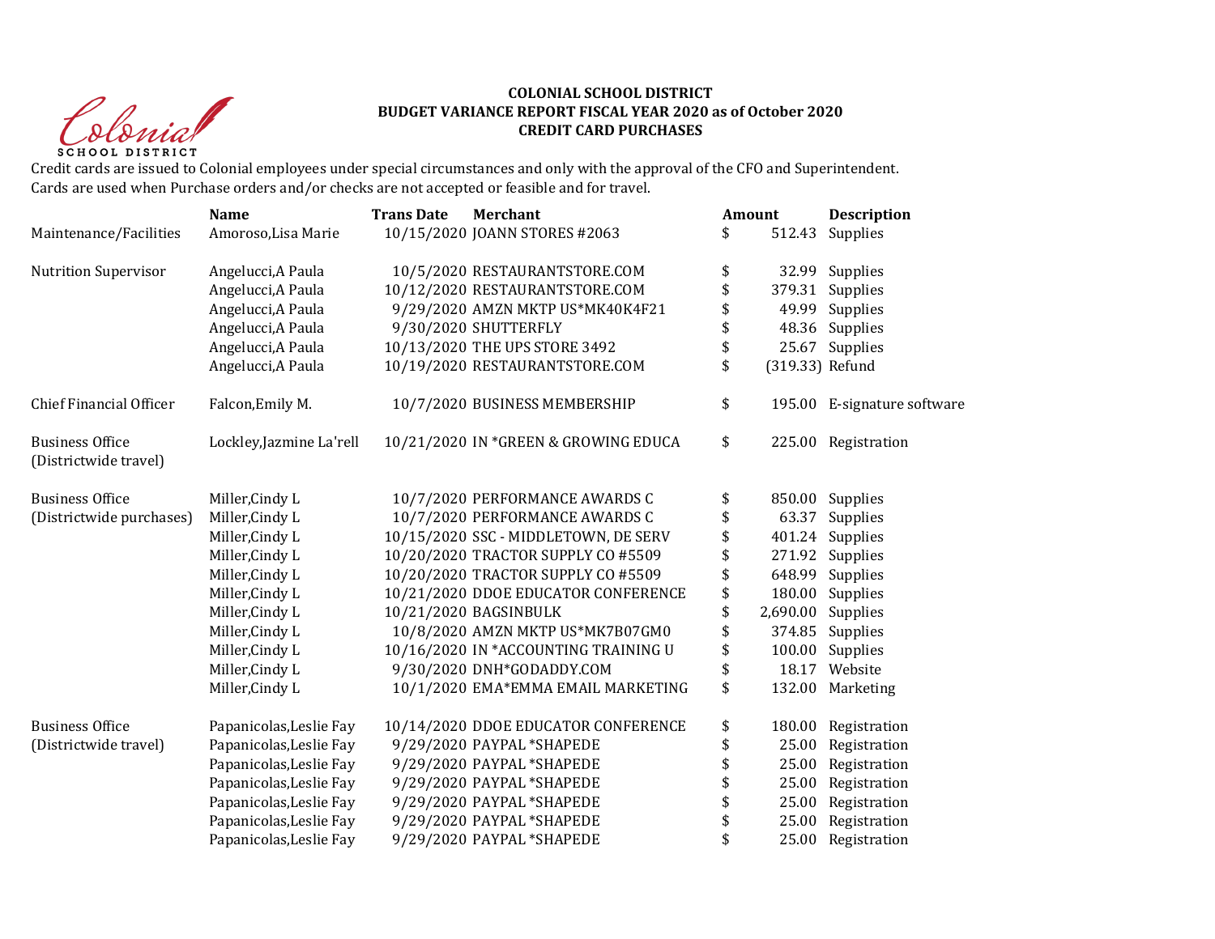**COLONIAL SCHOOL DISTRICT**
**BUDGET VARIANCE REPORT FISCAL YEAR 2020 as of October 2020**
**CREDIT CARD PURCHASES**

Credit cards are issued to Colonial employees under special circumstances and only with the approval of the CFO and Superintendent.
Cards are used when Purchase orders and/or checks are not accepted or feasible and for travel.

| | Name | Trans Date | Merchant | Amount | Description |
|---|---|---|---|---|---|
| Maintenance/Facilities | Amoroso,Lisa Marie | 10/15/2020 | JOANN STORES #2063 | $ 512.43 | Supplies |
| Nutrition Supervisor | Angelucci,A Paula | 10/5/2020 | RESTAURANTSTORE.COM | $ 32.99 | Supplies |
| | Angelucci,A Paula | 10/12/2020 | RESTAURANTSTORE.COM | $ 379.31 | Supplies |
| | Angelucci,A Paula | 9/29/2020 | AMZN MKTP US*MK40K4F21 | $ 49.99 | Supplies |
| | Angelucci,A Paula | 9/30/2020 | SHUTTERFLY | $ 48.36 | Supplies |
| | Angelucci,A Paula | 10/13/2020 | THE UPS STORE 3492 | $ 25.67 | Supplies |
| | Angelucci,A Paula | 10/19/2020 | RESTAURANTSTORE.COM | $ (319.33) | Refund |
| Chief Financial Officer | Falcon,Emily M. | 10/7/2020 | BUSINESS MEMBERSHIP | $ 195.00 | E-signature software |
| Business Office (Districtwide travel) | Lockley,Jazmine La'rell | 10/21/2020 | IN *GREEN & GROWING EDUCA | $ 225.00 | Registration |
| Business Office (Districtwide purchases) | Miller,Cindy L | 10/7/2020 | PERFORMANCE AWARDS C | $ 850.00 | Supplies |
| | Miller,Cindy L | 10/7/2020 | PERFORMANCE AWARDS C | $ 63.37 | Supplies |
| | Miller,Cindy L | 10/15/2020 | SSC - MIDDLETOWN, DE SERV | $ 401.24 | Supplies |
| | Miller,Cindy L | 10/20/2020 | TRACTOR SUPPLY CO #5509 | $ 271.92 | Supplies |
| | Miller,Cindy L | 10/20/2020 | TRACTOR SUPPLY CO #5509 | $ 648.99 | Supplies |
| | Miller,Cindy L | 10/21/2020 | DDOE EDUCATOR CONFERENCE | $ 180.00 | Supplies |
| | Miller,Cindy L | 10/21/2020 | BAGSINBULK | $ 2,690.00 | Supplies |
| | Miller,Cindy L | 10/8/2020 | AMZN MKTP US*MK7B07GM0 | $ 374.85 | Supplies |
| | Miller,Cindy L | 10/16/2020 | IN *ACCOUNTING TRAINING U | $ 100.00 | Supplies |
| | Miller,Cindy L | 9/30/2020 | DNH*GODADDY.COM | $ 18.17 | Website |
| | Miller,Cindy L | 10/1/2020 | EMA*EMMA EMAIL MARKETING | $ 132.00 | Marketing |
| Business Office (Districtwide travel) | Papanicolas,Leslie Fay | 10/14/2020 | DDOE EDUCATOR CONFERENCE | $ 180.00 | Registration |
| | Papanicolas,Leslie Fay | 9/29/2020 | PAYPAL *SHAPEDE | $ 25.00 | Registration |
| | Papanicolas,Leslie Fay | 9/29/2020 | PAYPAL *SHAPEDE | $ 25.00 | Registration |
| | Papanicolas,Leslie Fay | 9/29/2020 | PAYPAL *SHAPEDE | $ 25.00 | Registration |
| | Papanicolas,Leslie Fay | 9/29/2020 | PAYPAL *SHAPEDE | $ 25.00 | Registration |
| | Papanicolas,Leslie Fay | 9/29/2020 | PAYPAL *SHAPEDE | $ 25.00 | Registration |
| | Papanicolas,Leslie Fay | 9/29/2020 | PAYPAL *SHAPEDE | $ 25.00 | Registration |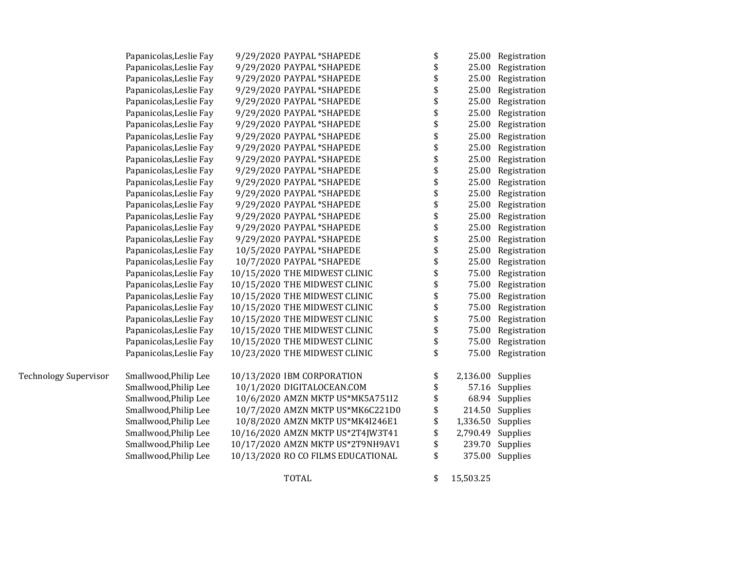| | | | | | |
|---|---|---|---|---|---|
| | Papanicolas,Leslie Fay | 9/29/2020 | PAYPAL *SHAPEDE | $ 25.00 | Registration |
| | Papanicolas,Leslie Fay | 9/29/2020 | PAYPAL *SHAPEDE | $ 25.00 | Registration |
| | Papanicolas,Leslie Fay | 9/29/2020 | PAYPAL *SHAPEDE | $ 25.00 | Registration |
| | Papanicolas,Leslie Fay | 9/29/2020 | PAYPAL *SHAPEDE | $ 25.00 | Registration |
| | Papanicolas,Leslie Fay | 9/29/2020 | PAYPAL *SHAPEDE | $ 25.00 | Registration |
| | Papanicolas,Leslie Fay | 9/29/2020 | PAYPAL *SHAPEDE | $ 25.00 | Registration |
| | Papanicolas,Leslie Fay | 9/29/2020 | PAYPAL *SHAPEDE | $ 25.00 | Registration |
| | Papanicolas,Leslie Fay | 9/29/2020 | PAYPAL *SHAPEDE | $ 25.00 | Registration |
| | Papanicolas,Leslie Fay | 9/29/2020 | PAYPAL *SHAPEDE | $ 25.00 | Registration |
| | Papanicolas,Leslie Fay | 9/29/2020 | PAYPAL *SHAPEDE | $ 25.00 | Registration |
| | Papanicolas,Leslie Fay | 9/29/2020 | PAYPAL *SHAPEDE | $ 25.00 | Registration |
| | Papanicolas,Leslie Fay | 9/29/2020 | PAYPAL *SHAPEDE | $ 25.00 | Registration |
| | Papanicolas,Leslie Fay | 9/29/2020 | PAYPAL *SHAPEDE | $ 25.00 | Registration |
| | Papanicolas,Leslie Fay | 9/29/2020 | PAYPAL *SHAPEDE | $ 25.00 | Registration |
| | Papanicolas,Leslie Fay | 9/29/2020 | PAYPAL *SHAPEDE | $ 25.00 | Registration |
| | Papanicolas,Leslie Fay | 9/29/2020 | PAYPAL *SHAPEDE | $ 25.00 | Registration |
| | Papanicolas,Leslie Fay | 9/29/2020 | PAYPAL *SHAPEDE | $ 25.00 | Registration |
| | Papanicolas,Leslie Fay | 10/5/2020 | PAYPAL *SHAPEDE | $ 25.00 | Registration |
| | Papanicolas,Leslie Fay | 10/7/2020 | PAYPAL *SHAPEDE | $ 25.00 | Registration |
| | Papanicolas,Leslie Fay | 10/15/2020 | THE MIDWEST CLINIC | $ 75.00 | Registration |
| | Papanicolas,Leslie Fay | 10/15/2020 | THE MIDWEST CLINIC | $ 75.00 | Registration |
| | Papanicolas,Leslie Fay | 10/15/2020 | THE MIDWEST CLINIC | $ 75.00 | Registration |
| | Papanicolas,Leslie Fay | 10/15/2020 | THE MIDWEST CLINIC | $ 75.00 | Registration |
| | Papanicolas,Leslie Fay | 10/15/2020 | THE MIDWEST CLINIC | $ 75.00 | Registration |
| | Papanicolas,Leslie Fay | 10/15/2020 | THE MIDWEST CLINIC | $ 75.00 | Registration |
| | Papanicolas,Leslie Fay | 10/15/2020 | THE MIDWEST CLINIC | $ 75.00 | Registration |
| | Papanicolas,Leslie Fay | 10/23/2020 | THE MIDWEST CLINIC | $ 75.00 | Registration |
| Technology Supervisor | Smallwood,Philip Lee | 10/13/2020 | IBM CORPORATION | $ 2,136.00 | Supplies |
| | Smallwood,Philip Lee | 10/1/2020 | DIGITALOCEAN.COM | $ 57.16 | Supplies |
| | Smallwood,Philip Lee | 10/6/2020 | AMZN MKTP US*MK5A751I2 | $ 68.94 | Supplies |
| | Smallwood,Philip Lee | 10/7/2020 | AMZN MKTP US*MK6C221D0 | $ 214.50 | Supplies |
| | Smallwood,Philip Lee | 10/8/2020 | AMZN MKTP US*MK4I246E1 | $ 1,336.50 | Supplies |
| | Smallwood,Philip Lee | 10/16/2020 | AMZN MKTP US*2T4JW3T41 | $ 2,790.49 | Supplies |
| | Smallwood,Philip Lee | 10/17/2020 | AMZN MKTP US*2T9NH9AV1 | $ 239.70 | Supplies |
| | Smallwood,Philip Lee | 10/13/2020 | RO CO FILMS EDUCATIONAL | $ 375.00 | Supplies |
| | | | TOTAL | $ 15,503.25 | |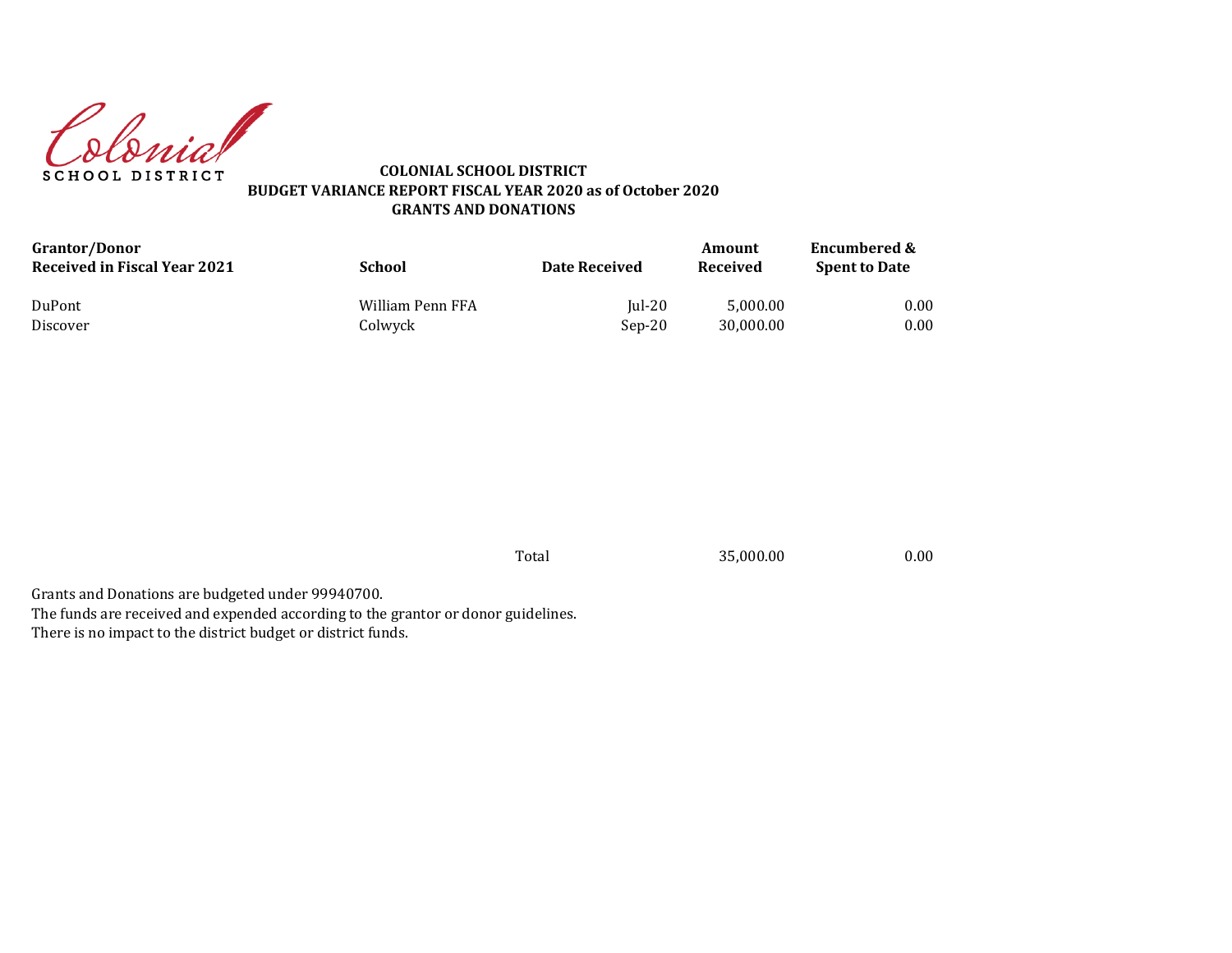Colonial
SCHOOL DISTRICT

**COLONIAL SCHOOL DISTRICT**
**BUDGET VARIANCE REPORT FISCAL YEAR 2020 as of October 2020**
**GRANTS AND DONATIONS**

| **Grantor/Donor Received in Fiscal Year 2021** | **School** | **Date Received** | **Amount Received** | **Encumbered & Spent to Date** |
|---|---|---|---|---|
| DuPont | William Penn FFA | Jul-20 | 5,000.00 | 0.00 |
| Discover | Colwyck | Sep-20 | 30,000.00 | 0.00 |
| | | Total | 35,000.00 | 0.00 |

Grants and Donations are budgeted under 99940700.
The funds are received and expended according to the grantor or donor guidelines.
There is no impact to the district budget or district funds.